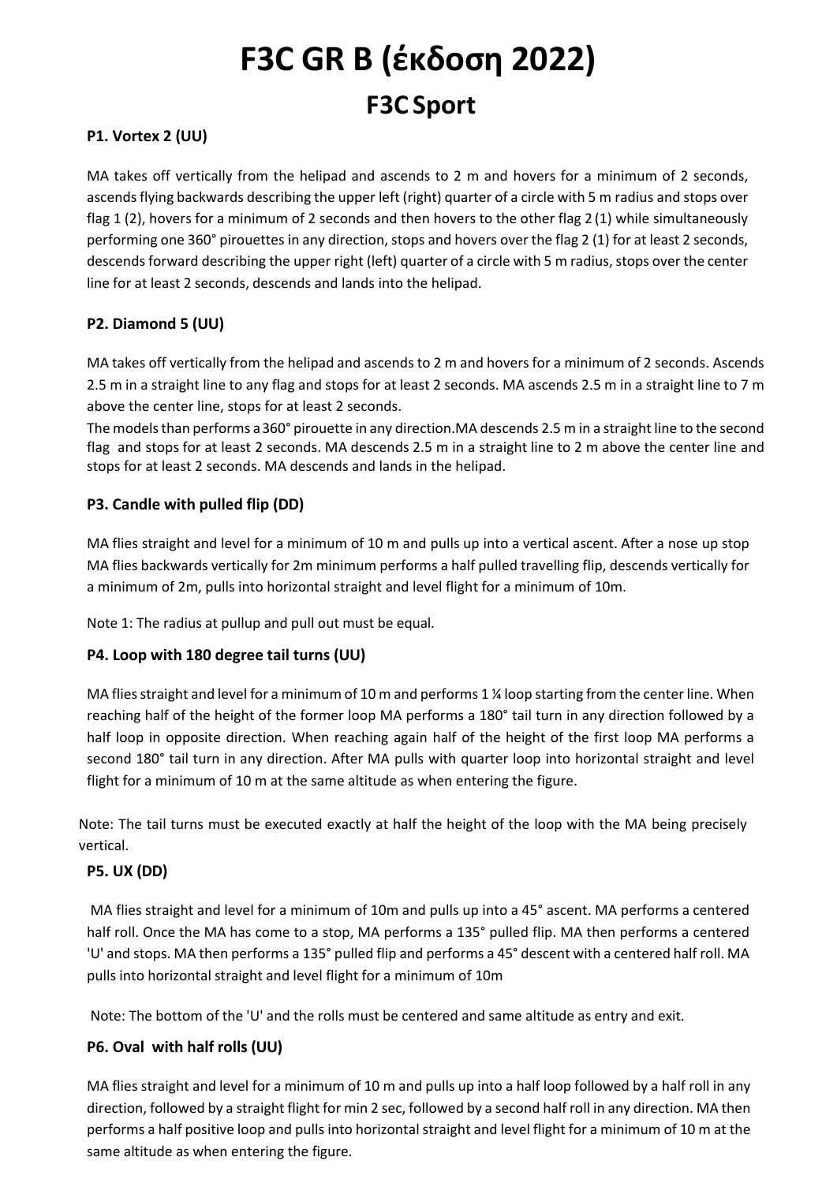# F3C GR B (έκδοση 2022)

## F3C Sport

### P1. Vortex 2 (UU)

MA takes off vertically from the helipad and ascends to 2 m and hovers for a minimum of 2 seconds, ascends flying backwards describing the upper left (right) quarter of a circle with 5 m radius and stops over flag 1 (2), hovers for a minimum of 2 seconds and then hovers to the other flag 2 (1) while simultaneously performing one 360° pirouettes in any direction, stops and hovers over the flag 2 (1) for at least 2 seconds, descends forward describing the upper right (left) quarter of a circle with 5 m radius, stops over the center line for at least 2 seconds, descends and lands into the helipad.

### P2. Diamond 5 (UU)

MA takes off vertically from the helipad and ascends to 2 m and hovers for a minimum of 2 seconds. Ascends 2.5 m in a straight line to any flag and stops for at least 2 seconds. MA ascends 2.5 m in a straight line to 7 m above the center line, stops for at least 2 seconds.

The models than performs a 360° pirouette in any direction.MA descends 2.5 m in a straight line to the second flag and stops for at least 2 seconds. MA descends 2.5 m in a straight line to 2 m above the center line and stops for at least 2 seconds. MA descends and lands in the helipad.

### P3. Candle with pulled flip (DD)

MA flies straight and level for a minimum of 10 m and pulls up into a vertical ascent. After a nose up stop MA flies backwards vertically for 2m minimum performs a half pulled travelling flip, descends vertically for a minimum of 2m, pulls into horizontal straight and level flight for a minimum of 10m.

Note 1: The radius at pullup and pull out must be equal.

### P4. Loop with 180 degree tail turns (UU)

MA flies straight and level for a minimum of 10 m and performs 1 ¼ loop starting from the center line. When reaching half of the height of the former loop MA performs a 180° tail turn in any direction followed by a half loop in opposite direction. When reaching again half of the height of the first loop MA performs a second 180° tail turn in any direction. After MA pulls with quarter loop into horizontal straight and level flight for a minimum of 10 m at the same altitude as when entering the figure.

Note: The tail turns must be executed exactly at half the height of the loop with the MA being precisely vertical.

### P5. UX (DD)

MA flies straight and level for a minimum of 10m and pulls up into a 45° ascent. MA performs a centered half roll. Once the MA has come to a stop, MA performs a 135° pulled flip. MA then performs a centered 'U' and stops. MA then performs a 135° pulled flip and performs a 45° descent with a centered half roll. MA pulls into horizontal straight and level flight for a minimum of 10m

Note: The bottom of the 'U' and the rolls must be centered and same altitude as entry and exit.

### P6. Oval with half rolls (UU)

MA flies straight and level for a minimum of 10 m and pulls up into a half loop followed by a half roll in any direction, followed by a straight flight for min 2 sec, followed by a second half roll in any direction. MA then performs a half positive loop and pulls into horizontal straight and level flight for a minimum of 10 m at the same altitude as when entering the figure.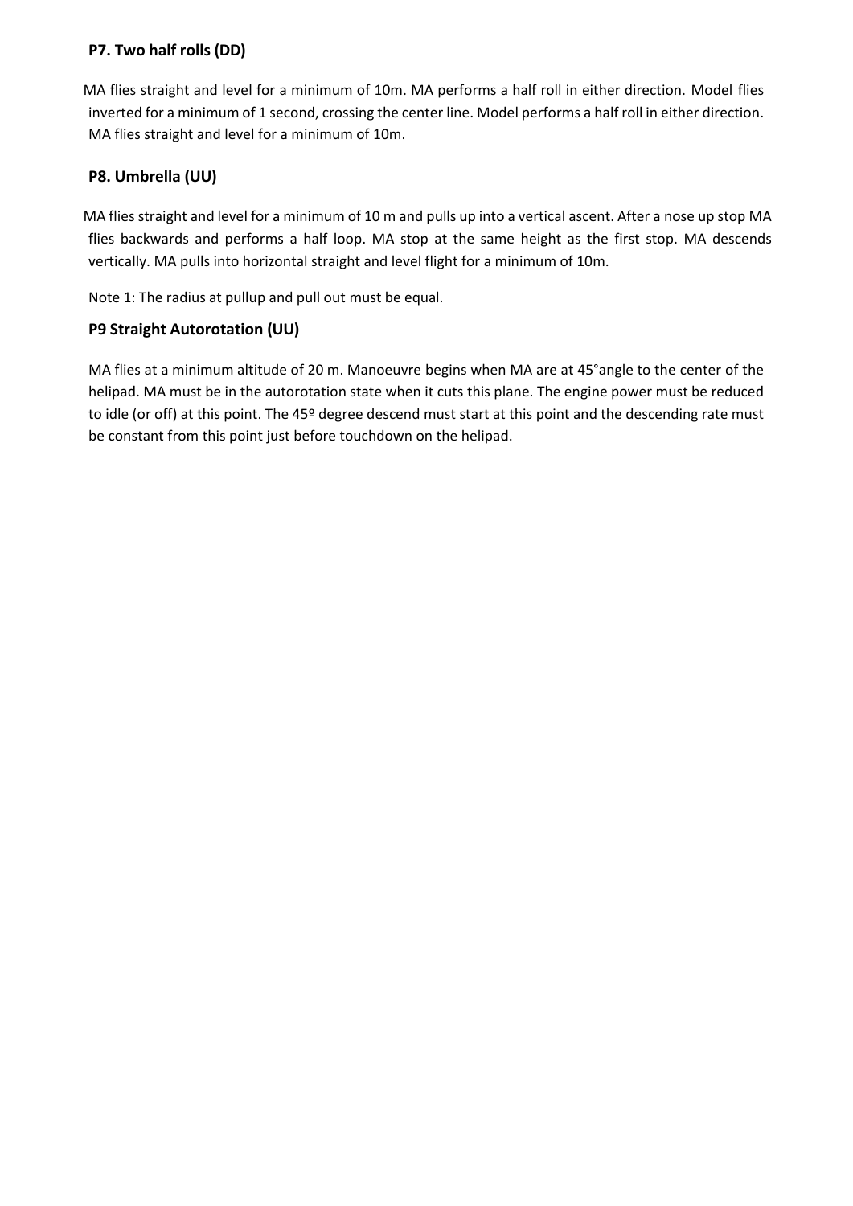### P7. Two half rolls (DD)

MA flies straight and level for a minimum of 10m. MA performs a half roll in either direction. Model flies inverted for a minimum of 1 second, crossing the center line. Model performs a half roll in either direction. MA flies straight and level for a minimum of 10m.

### P8. Umbrella (UU)

MA flies straight and level for a minimum of 10 m and pulls up into a vertical ascent. After a nose up stop MA flies backwards and performs a half loop. MA stop at the same height as the first stop. MA descends vertically. MA pulls into horizontal straight and level flight for a minimum of 10m.

Note 1: The radius at pullup and pull out must be equal.

### P9 Straight Autorotation (UU)

MA flies at a minimum altitude of 20 m. Manoeuvre begins when MA are at 45°angle to the center of the helipad. MA must be in the autorotation state when it cuts this plane. The engine power must be reduced to idle (or off) at this point. The 45º degree descend must start at this point and the descending rate must be constant from this point just before touchdown on the helipad.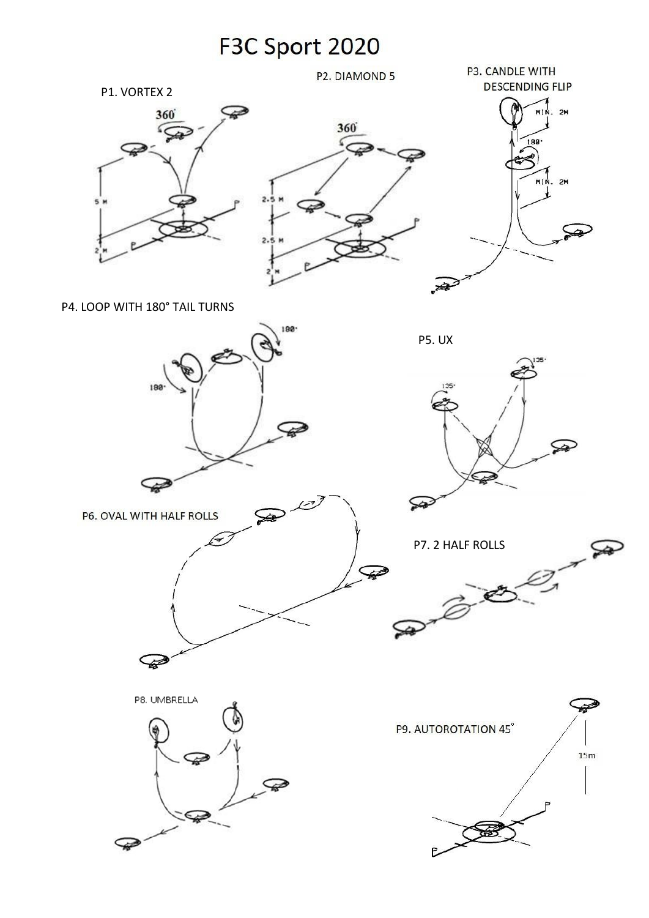# F3C Sport 2020

P1. VORTEX 2

360°

5 M

2 M

P2. DIAMOND 5

360°

2.5 M

2.5 M

2 M

P3. CANDLE WITH DESCENDING FLIP

MIN. 2M

180°

MIN. 2M

P4. LOOP WITH 180° TAIL TURNS

180°

180°

P5. UX

135°

135°

P6. OVAL WITH HALF ROLLS

P7. 2 HALF ROLLS

P8. UMBRELLA

P9. AUTOROTATION 45°

15m